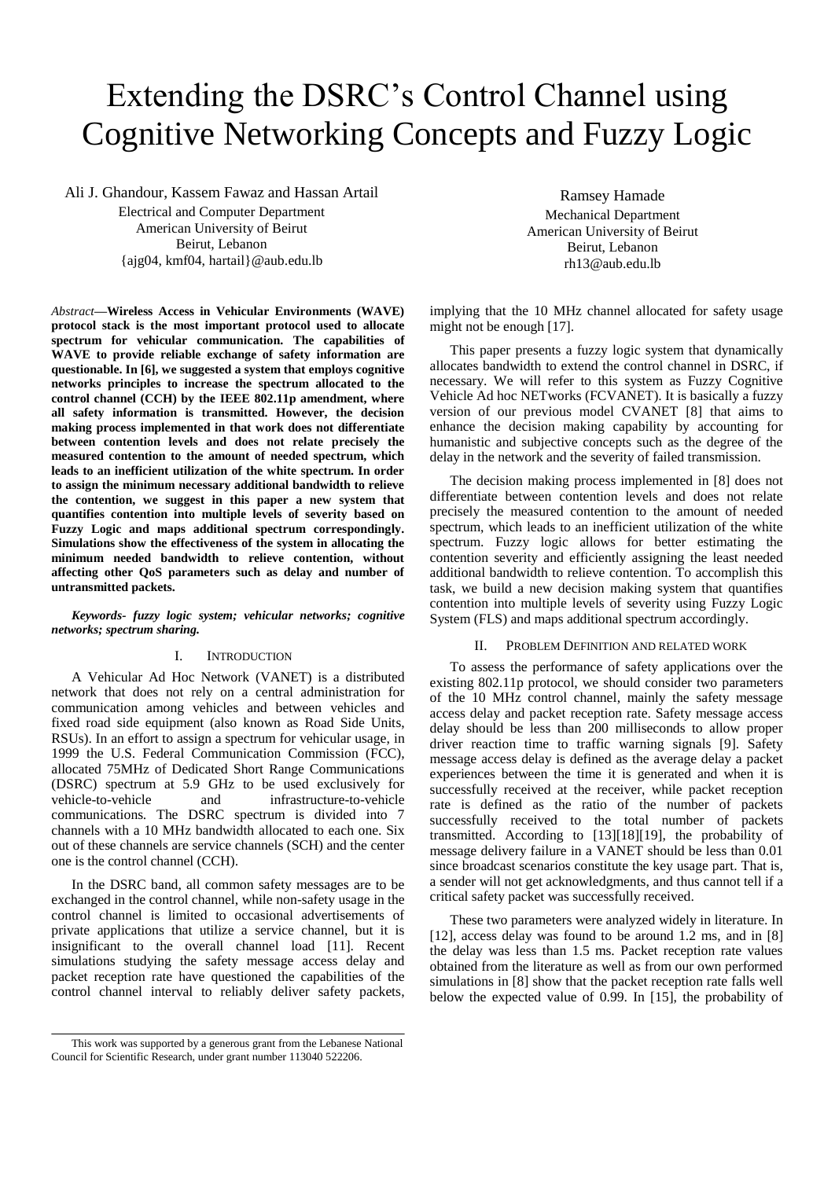# Extending the DSRC's Control Channel using Cognitive Networking Concepts and Fuzzy Logic

Ali J. Ghandour, Kassem Fawaz and Hassan Artail
Electrical and Computer Department
American University of Beirut
Beirut, Lebanon
{ajg04, kmf04, hartail}@aub.edu.lb

Ramsey Hamade
Mechanical Department
American University of Beirut
Beirut, Lebanon
rh13@aub.edu.lb

*Abstract*—**Wireless Access in Vehicular Environments (WAVE) protocol stack is the most important protocol used to allocate spectrum for vehicular communication. The capabilities of WAVE to provide reliable exchange of safety information are questionable. In [6], we suggested a system that employs cognitive networks principles to increase the spectrum allocated to the control channel (CCH) by the IEEE 802.11p amendment, where all safety information is transmitted. However, the decision making process implemented in that work does not differentiate between contention levels and does not relate precisely the measured contention to the amount of needed spectrum, which leads to an inefficient utilization of the white spectrum. In order to assign the minimum necessary additional bandwidth to relieve the contention, we suggest in this paper a new system that quantifies contention into multiple levels of severity based on Fuzzy Logic and maps additional spectrum correspondingly. Simulations show the effectiveness of the system in allocating the minimum needed bandwidth to relieve contention, without affecting other QoS parameters such as delay and number of untransmitted packets.**

***Keywords- fuzzy logic system; vehicular networks; cognitive networks; spectrum sharing.***

## I. Introduction

A Vehicular Ad Hoc Network (VANET) is a distributed network that does not rely on a central administration for communication among vehicles and between vehicles and fixed road side equipment (also known as Road Side Units, RSUs). In an effort to assign a spectrum for vehicular usage, in 1999 the U.S. Federal Communication Commission (FCC), allocated 75MHz of Dedicated Short Range Communications (DSRC) spectrum at 5.9 GHz to be used exclusively for vehicle-to-vehicle and infrastructure-to-vehicle communications. The DSRC spectrum is divided into 7 channels with a 10 MHz bandwidth allocated to each one. Six out of these channels are service channels (SCH) and the center one is the control channel (CCH).

In the DSRC band, all common safety messages are to be exchanged in the control channel, while non-safety usage in the control channel is limited to occasional advertisements of private applications that utilize a service channel, but it is insignificant to the overall channel load [11]. Recent simulations studying the safety message access delay and packet reception rate have questioned the capabilities of the control channel interval to reliably deliver safety packets, implying that the 10 MHz channel allocated for safety usage might not be enough [17].

This paper presents a fuzzy logic system that dynamically allocates bandwidth to extend the control channel in DSRC, if necessary. We will refer to this system as Fuzzy Cognitive Vehicle Ad hoc NETworks (FCVANET). It is basically a fuzzy version of our previous model CVANET [8] that aims to enhance the decision making capability by accounting for humanistic and subjective concepts such as the degree of the delay in the network and the severity of failed transmission.

The decision making process implemented in [8] does not differentiate between contention levels and does not relate precisely the measured contention to the amount of needed spectrum, which leads to an inefficient utilization of the white spectrum. Fuzzy logic allows for better estimating the contention severity and efficiently assigning the least needed additional bandwidth to relieve contention. To accomplish this task, we build a new decision making system that quantifies contention into multiple levels of severity using Fuzzy Logic System (FLS) and maps additional spectrum accordingly.

## II. Problem Definition and related work

To assess the performance of safety applications over the existing 802.11p protocol, we should consider two parameters of the 10 MHz control channel, mainly the safety message access delay and packet reception rate. Safety message access delay should be less than 200 milliseconds to allow proper driver reaction time to traffic warning signals [9]. Safety message access delay is defined as the average delay a packet experiences between the time it is generated and when it is successfully received at the receiver, while packet reception rate is defined as the ratio of the number of packets successfully received to the total number of packets transmitted. According to [13][18][19], the probability of message delivery failure in a VANET should be less than 0.01 since broadcast scenarios constitute the key usage part. That is, a sender will not get acknowledgments, and thus cannot tell if a critical safety packet was successfully received.

These two parameters were analyzed widely in literature. In [12], access delay was found to be around 1.2 ms, and in [8] the delay was less than 1.5 ms. Packet reception rate values obtained from the literature as well as from our own performed simulations in [8] show that the packet reception rate falls well below the expected value of 0.99. In [15], the probability of

This work was supported by a generous grant from the Lebanese National Council for Scientific Research, under grant number 113040 522206.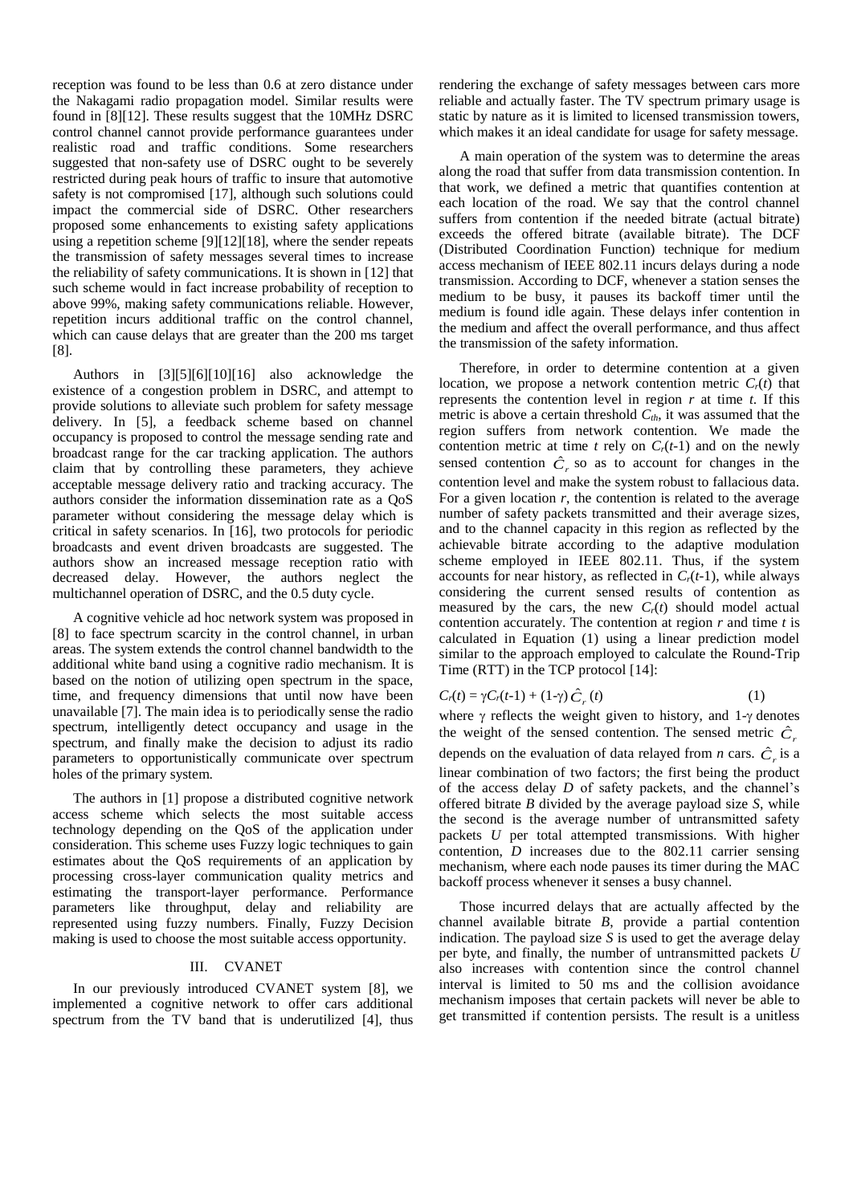reception was found to be less than 0.6 at zero distance under the Nakagami radio propagation model. Similar results were found in [8][12]. These results suggest that the 10MHz DSRC control channel cannot provide performance guarantees under realistic road and traffic conditions. Some researchers suggested that non-safety use of DSRC ought to be severely restricted during peak hours of traffic to insure that automotive safety is not compromised [17], although such solutions could impact the commercial side of DSRC. Other researchers proposed some enhancements to existing safety applications using a repetition scheme [9][12][18], where the sender repeats the transmission of safety messages several times to increase the reliability of safety communications. It is shown in [12] that such scheme would in fact increase probability of reception to above 99%, making safety communications reliable. However, repetition incurs additional traffic on the control channel, which can cause delays that are greater than the 200 ms target [8].

Authors in [3][5][6][10][16] also acknowledge the existence of a congestion problem in DSRC, and attempt to provide solutions to alleviate such problem for safety message delivery. In [5], a feedback scheme based on channel occupancy is proposed to control the message sending rate and broadcast range for the car tracking application. The authors claim that by controlling these parameters, they achieve acceptable message delivery ratio and tracking accuracy. The authors consider the information dissemination rate as a QoS parameter without considering the message delay which is critical in safety scenarios. In [16], two protocols for periodic broadcasts and event driven broadcasts are suggested. The authors show an increased message reception ratio with decreased delay. However, the authors neglect the multichannel operation of DSRC, and the 0.5 duty cycle.

A cognitive vehicle ad hoc network system was proposed in [8] to face spectrum scarcity in the control channel, in urban areas. The system extends the control channel bandwidth to the additional white band using a cognitive radio mechanism. It is based on the notion of utilizing open spectrum in the space, time, and frequency dimensions that until now have been unavailable [7]. The main idea is to periodically sense the radio spectrum, intelligently detect occupancy and usage in the spectrum, and finally make the decision to adjust its radio parameters to opportunistically communicate over spectrum holes of the primary system.

The authors in [1] propose a distributed cognitive network access scheme which selects the most suitable access technology depending on the QoS of the application under consideration. This scheme uses Fuzzy logic techniques to gain estimates about the QoS requirements of an application by processing cross-layer communication quality metrics and estimating the transport-layer performance. Performance parameters like throughput, delay and reliability are represented using fuzzy numbers. Finally, Fuzzy Decision making is used to choose the most suitable access opportunity.

## III. CVANET

In our previously introduced CVANET system [8], we implemented a cognitive network to offer cars additional spectrum from the TV band that is underutilized [4], thus rendering the exchange of safety messages between cars more reliable and actually faster. The TV spectrum primary usage is static by nature as it is limited to licensed transmission towers, which makes it an ideal candidate for usage for safety message.

A main operation of the system was to determine the areas along the road that suffer from data transmission contention. In that work, we defined a metric that quantifies contention at each location of the road. We say that the control channel suffers from contention if the needed bitrate (actual bitrate) exceeds the offered bitrate (available bitrate). The DCF (Distributed Coordination Function) technique for medium access mechanism of IEEE 802.11 incurs delays during a node transmission. According to DCF, whenever a station senses the medium to be busy, it pauses its backoff timer until the medium is found idle again. These delays infer contention in the medium and affect the overall performance, and thus affect the transmission of the safety information.

Therefore, in order to determine contention at a given location, we propose a network contention metric $C_r(t)$ that represents the contention level in region $r$ at time $t$. If this metric is above a certain threshold $C_{th}$, it was assumed that the region suffers from network contention. We made the contention metric at time $t$ rely on $C_r(t\text{-}1)$ and on the newly sensed contention $\hat{C}_r$ so as to account for changes in the contention level and make the system robust to fallacious data. For a given location $r$, the contention is related to the average number of safety packets transmitted and their average sizes, and to the channel capacity in this region as reflected by the achievable bitrate according to the adaptive modulation scheme employed in IEEE 802.11. Thus, if the system accounts for near history, as reflected in $C_r(t\text{-}1)$, while always considering the current sensed results of contention as measured by the cars, the new $C_r(t)$ should model actual contention accurately. The contention at region $r$ and time $t$ is calculated in Equation (1) using a linear prediction model similar to the approach employed to calculate the Round-Trip Time (RTT) in the TCP protocol [14]:

$$C_r(t) = \gamma C_r(t\text{-}1) + (1\text{-}\gamma)\,\hat{C}_r(t) \qquad (1)$$

where $\gamma$ reflects the weight given to history, and $1\text{-}\gamma$ denotes the weight of the sensed contention. The sensed metric $\hat{C}_r$ depends on the evaluation of data relayed from $n$ cars. $\hat{C}_r$ is a linear combination of two factors; the first being the product of the access delay $D$ of safety packets, and the channel's offered bitrate $B$ divided by the average payload size $S$, while the second is the average number of untransmitted safety packets $U$ per total attempted transmissions. With higher contention, $D$ increases due to the 802.11 carrier sensing mechanism, where each node pauses its timer during the MAC backoff process whenever it senses a busy channel.

Those incurred delays that are actually affected by the channel available bitrate $B$, provide a partial contention indication. The payload size $S$ is used to get the average delay per byte, and finally, the number of untransmitted packets $U$ also increases with contention since the control channel interval is limited to 50 ms and the collision avoidance mechanism imposes that certain packets will never be able to get transmitted if contention persists. The result is a unitless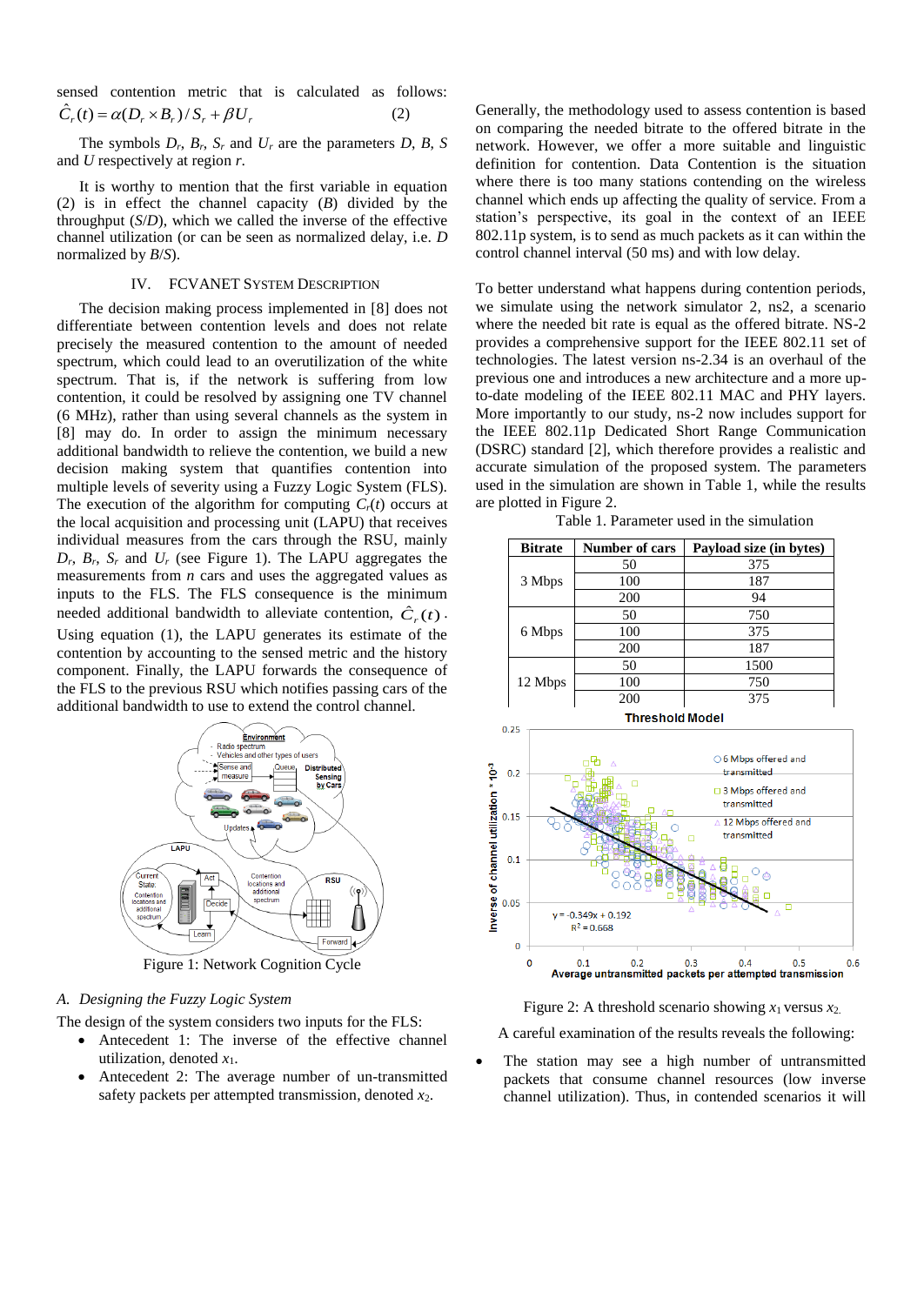sensed contention metric that is calculated as follows:

$$\hat{C}_r(t) = \alpha(D_r \times B_r)/S_r + \beta U_r \qquad (2)$$

The symbols $D_r$, $B_r$, $S_r$ and $U_r$ are the parameters $D$, $B$, $S$ and $U$ respectively at region $r$.

It is worthy to mention that the first variable in equation (2) is in effect the channel capacity ($B$) divided by the throughput ($S/D$), which we called the inverse of the effective channel utilization (or can be seen as normalized delay, i.e. $D$ normalized by $B/S$).

## IV. FCVANET System Description

The decision making process implemented in [8] does not differentiate between contention levels and does not relate precisely the measured contention to the amount of needed spectrum, which could lead to an overutilization of the white spectrum. That is, if the network is suffering from low contention, it could be resolved by assigning one TV channel (6 MHz), rather than using several channels as the system in [8] may do. In order to assign the minimum necessary additional bandwidth to relieve the contention, we build a new decision making system that quantifies contention into multiple levels of severity using a Fuzzy Logic System (FLS). The execution of the algorithm for computing $C_r(t)$ occurs at the local acquisition and processing unit (LAPU) that receives individual measures from the cars through the RSU, mainly $D_r$, $B_r$, $S_r$ and $U_r$ (see Figure 1). The LAPU aggregates the measurements from $n$ cars and uses the aggregated values as inputs to the FLS. The FLS consequence is the minimum needed additional bandwidth to alleviate contention, $\hat{C}_r(t)$. Using equation (1), the LAPU generates its estimate of the contention by accounting to the sensed metric and the history component. Finally, the LAPU forwards the consequence of the FLS to the previous RSU which notifies passing cars of the additional bandwidth to use to extend the control channel.

Figure 1: Network Cognition Cycle

### A. Designing the Fuzzy Logic System

The design of the system considers two inputs for the FLS:

- Antecedent 1: The inverse of the effective channel utilization, denoted $x_1$.
- Antecedent 2: The average number of un-transmitted safety packets per attempted transmission, denoted $x_2$.

Generally, the methodology used to assess contention is based on comparing the needed bitrate to the offered bitrate in the network. However, we offer a more suitable and linguistic definition for contention. Data Contention is the situation where there is too many stations contending on the wireless channel which ends up affecting the quality of service. From a station's perspective, its goal in the context of an IEEE 802.11p system, is to send as much packets as it can within the control channel interval (50 ms) and with low delay.

To better understand what happens during contention periods, we simulate using the network simulator 2, ns2, a scenario where the needed bit rate is equal as the offered bitrate. NS-2 provides a comprehensive support for the IEEE 802.11 set of technologies. The latest version ns-2.34 is an overhaul of the previous one and introduces a new architecture and a more up-to-date modeling of the IEEE 802.11 MAC and PHY layers. More importantly to our study, ns-2 now includes support for the IEEE 802.11p Dedicated Short Range Communication (DSRC) standard [2], which therefore provides a realistic and accurate simulation of the proposed system. The parameters used in the simulation are shown in Table 1, while the results are plotted in Figure 2.

Table 1. Parameter used in the simulation

| Bitrate | Number of cars | Payload size (in bytes) |
|---|---|---|
| 3 Mbps | 50 | 375 |
| | 100 | 187 |
| | 200 | 94 |
| 6 Mbps | 50 | 750 |
| | 100 | 375 |
| | 200 | 187 |
| 12 Mbps | 50 | 1500 |
| | 100 | 750 |
| | 200 | 375 |

Figure 2: A threshold scenario showing $x_1$ versus $x_2$.

A careful examination of the results reveals the following:

- The station may see a high number of untransmitted packets that consume channel resources (low inverse channel utilization). Thus, in contended scenarios it will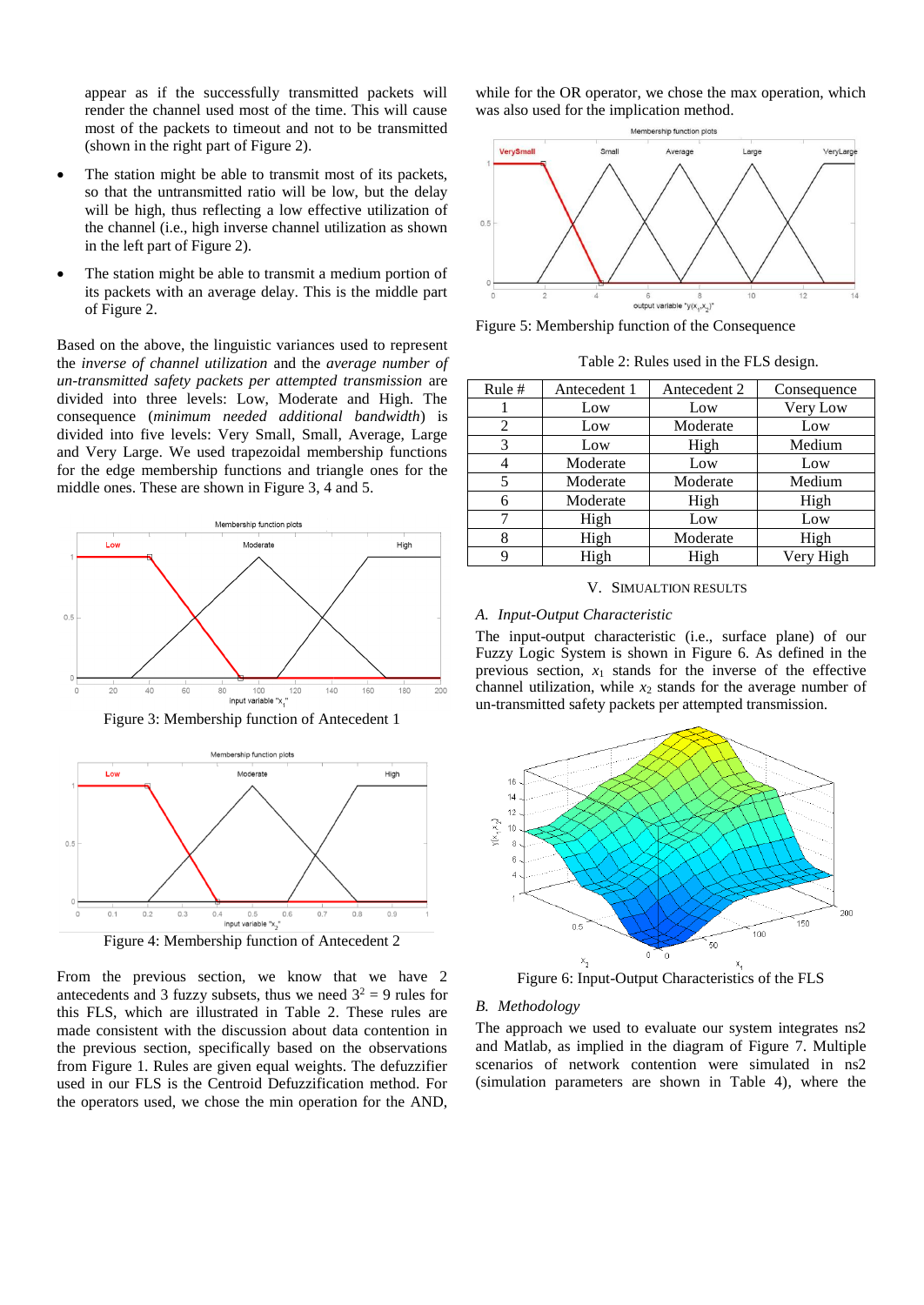appear as if the successfully transmitted packets will render the channel used most of the time. This will cause most of the packets to timeout and not to be transmitted (shown in the right part of Figure 2).

- The station might be able to transmit most of its packets, so that the untransmitted ratio will be low, but the delay will be high, thus reflecting a low effective utilization of the channel (i.e., high inverse channel utilization as shown in the left part of Figure 2).
- The station might be able to transmit a medium portion of its packets with an average delay. This is the middle part of Figure 2.

Based on the above, the linguistic variances used to represent the *inverse of channel utilization* and the *average number of un-transmitted safety packets per attempted transmission* are divided into three levels: Low, Moderate and High. The consequence (*minimum needed additional bandwidth*) is divided into five levels: Very Small, Small, Average, Large and Very Large. We used trapezoidal membership functions for the edge membership functions and triangle ones for the middle ones. These are shown in Figure 3, 4 and 5.

Figure 3: Membership function of Antecedent 1

Figure 4: Membership function of Antecedent 2

From the previous section, we know that we have 2 antecedents and 3 fuzzy subsets, thus we need $3^2 = 9$ rules for this FLS, which are illustrated in Table 2. These rules are made consistent with the discussion about data contention in the previous section, specifically based on the observations from Figure 1. Rules are given equal weights. The defuzzifier used in our FLS is the Centroid Defuzzification method. For the operators used, we chose the min operation for the AND, while for the OR operator, we chose the max operation, which was also used for the implication method.

Figure 5: Membership function of the Consequence

Table 2: Rules used in the FLS design.

| Rule # | Antecedent 1 | Antecedent 2 | Consequence |
|---|---|---|---|
| 1 | Low | Low | Very Low |
| 2 | Low | Moderate | Low |
| 3 | Low | High | Medium |
| 4 | Moderate | Low | Low |
| 5 | Moderate | Moderate | Medium |
| 6 | Moderate | High | High |
| 7 | High | Low | Low |
| 8 | High | Moderate | High |
| 9 | High | High | Very High |

## V. SIMUALTION RESULTS

### A. Input-Output Characteristic

The input-output characteristic (i.e., surface plane) of our Fuzzy Logic System is shown in Figure 6. As defined in the previous section, $x_1$ stands for the inverse of the effective channel utilization, while $x_2$ stands for the average number of un-transmitted safety packets per attempted transmission.

Figure 6: Input-Output Characteristics of the FLS

### B. Methodology

The approach we used to evaluate our system integrates ns2 and Matlab, as implied in the diagram of Figure 7. Multiple scenarios of network contention were simulated in ns2 (simulation parameters are shown in Table 4), where the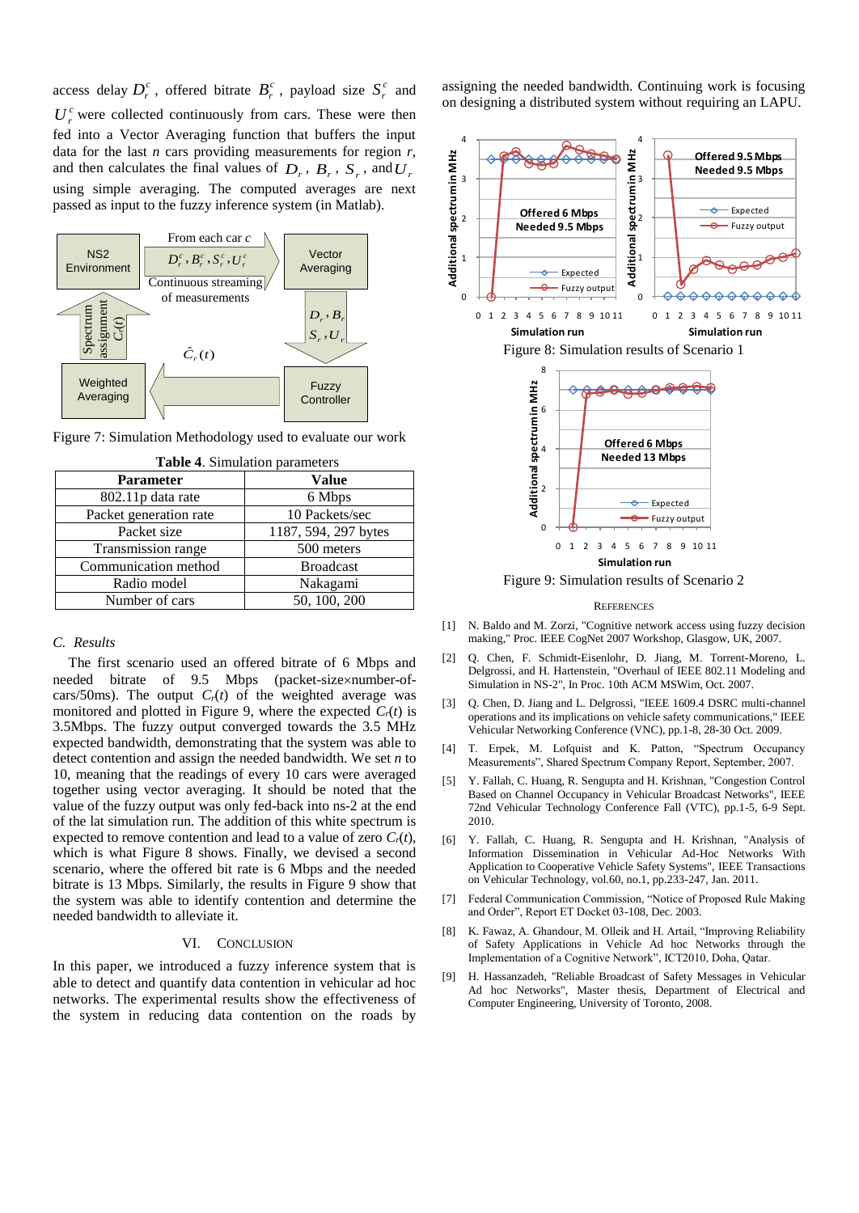access delay $D_r^c$, offered bitrate $B_r^c$, payload size $S_r^c$ and $U_r^c$ were collected continuously from cars. These were then fed into a Vector Averaging function that buffers the input data for the last *n* cars providing measurements for region *r*, and then calculates the final values of $D_r$, $B_r$, $S_r$, and $U_r$ using simple averaging. The computed averages are next passed as input to the fuzzy inference system (in Matlab).

Figure 7: Simulation Methodology used to evaluate our work

**Table 4**. Simulation parameters

| Parameter | Value |
|---|---|
| 802.11p data rate | 6 Mbps |
| Packet generation rate | 10 Packets/sec |
| Packet size | 1187, 594, 297 bytes |
| Transmission range | 500 meters |
| Communication method | Broadcast |
| Radio model | Nakagami |
| Number of cars | 50, 100, 200 |

### C. Results

The first scenario used an offered bitrate of 6 Mbps and needed bitrate of 9.5 Mbps (packet-size×number-of-cars/50ms). The output $C_r(t)$ of the weighted average was monitored and plotted in Figure 9, where the expected $C_r(t)$ is 3.5Mbps. The fuzzy output converged towards the 3.5 MHz expected bandwidth, demonstrating that the system was able to detect contention and assign the needed bandwidth. We set *n* to 10, meaning that the readings of every 10 cars were averaged together using vector averaging. It should be noted that the value of the fuzzy output was only fed-back into ns-2 at the end of the lat simulation run. The addition of this white spectrum is expected to remove contention and lead to a value of zero $C_r(t)$, which is what Figure 8 shows. Finally, we devised a second scenario, where the offered bit rate is 6 Mbps and the needed bitrate is 13 Mbps. Similarly, the results in Figure 9 show that the system was able to identify contention and determine the needed bandwidth to alleviate it.

## VI. Conclusion

In this paper, we introduced a fuzzy inference system that is able to detect and quantify data contention in vehicular ad hoc networks. The experimental results show the effectiveness of the system in reducing data contention on the roads by assigning the needed bandwidth. Continuing work is focusing on designing a distributed system without requiring an LAPU.

Figure 8: Simulation results of Scenario 1

Figure 9: Simulation results of Scenario 2

### References

[1] N. Baldo and M. Zorzi, "Cognitive network access using fuzzy decision making," Proc. IEEE CogNet 2007 Workshop, Glasgow, UK, 2007.

[2] Q. Chen, F. Schmidt-Eisenlohr, D. Jiang, M. Torrent-Moreno, L. Delgrossi, and H. Hartenstein, "Overhaul of IEEE 802.11 Modeling and Simulation in NS-2", In Proc. 10th ACM MSWim, Oct. 2007.

[3] Q. Chen, D. Jiang and L. Delgrossi, "IEEE 1609.4 DSRC multi-channel operations and its implications on vehicle safety communications," IEEE Vehicular Networking Conference (VNC), pp.1-8, 28-30 Oct. 2009.

[4] T. Erpek, M. Lofquist and K. Patton, "Spectrum Occupancy Measurements", Shared Spectrum Company Report, September, 2007.

[5] Y. Fallah, C. Huang, R. Sengupta and H. Krishnan, "Congestion Control Based on Channel Occupancy in Vehicular Broadcast Networks", IEEE 72nd Vehicular Technology Conference Fall (VTC), pp.1-5, 6-9 Sept. 2010.

[6] Y. Fallah, C. Huang, R. Sengupta and H. Krishnan, "Analysis of Information Dissemination in Vehicular Ad-Hoc Networks With Application to Cooperative Vehicle Safety Systems", IEEE Transactions on Vehicular Technology, vol.60, no.1, pp.233-247, Jan. 2011.

[7] Federal Communication Commission, "Notice of Proposed Rule Making and Order", Report ET Docket 03-108, Dec. 2003.

[8] K. Fawaz, A. Ghandour, M. Olleik and H. Artail, "Improving Reliability of Safety Applications in Vehicle Ad hoc Networks through the Implementation of a Cognitive Network", ICT2010, Doha, Qatar.

[9] H. Hassanzadeh, "Reliable Broadcast of Safety Messages in Vehicular Ad hoc Networks", Master thesis, Department of Electrical and Computer Engineering, University of Toronto, 2008.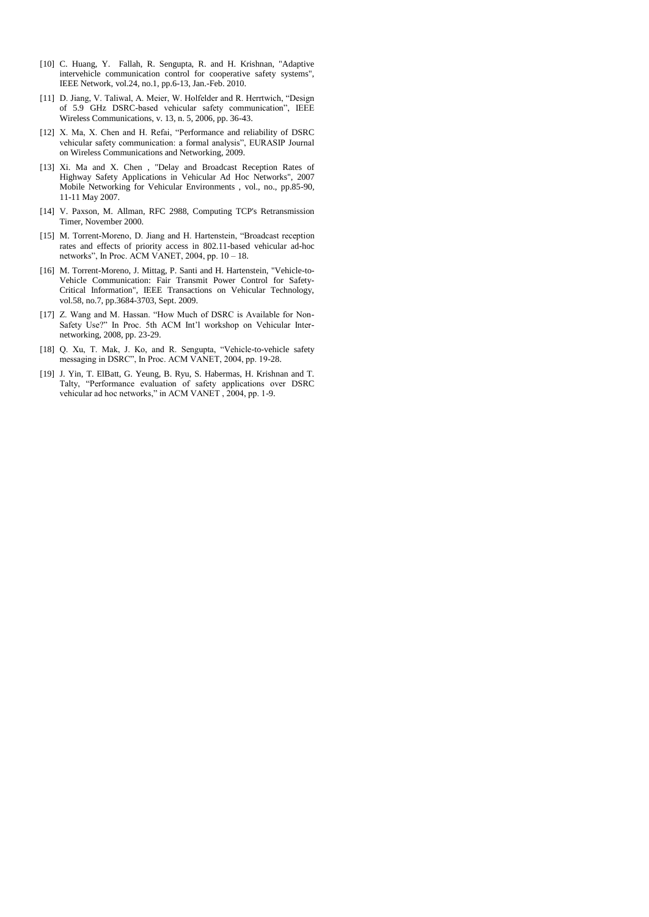[10] C. Huang, Y. Fallah, R. Sengupta, R. and H. Krishnan, "Adaptive intervehicle communication control for cooperative safety systems", IEEE Network, vol.24, no.1, pp.6-13, Jan.-Feb. 2010.

[11] D. Jiang, V. Taliwal, A. Meier, W. Holfelder and R. Herrtwich, "Design of 5.9 GHz DSRC-based vehicular safety communication", IEEE Wireless Communications, v. 13, n. 5, 2006, pp. 36-43.

[12] X. Ma, X. Chen and H. Refai, "Performance and reliability of DSRC vehicular safety communication: a formal analysis", EURASIP Journal on Wireless Communications and Networking, 2009.

[13] Xi. Ma and X. Chen , "Delay and Broadcast Reception Rates of Highway Safety Applications in Vehicular Ad Hoc Networks", 2007 Mobile Networking for Vehicular Environments , vol., no., pp.85-90, 11-11 May 2007.

[14] V. Paxson, M. Allman, RFC 2988, Computing TCP's Retransmission Timer, November 2000.

[15] M. Torrent-Moreno, D. Jiang and H. Hartenstein, "Broadcast reception rates and effects of priority access in 802.11-based vehicular ad-hoc networks", In Proc. ACM VANET, 2004, pp. 10 – 18.

[16] M. Torrent-Moreno, J. Mittag, P. Santi and H. Hartenstein, "Vehicle-to-Vehicle Communication: Fair Transmit Power Control for Safety-Critical Information", IEEE Transactions on Vehicular Technology, vol.58, no.7, pp.3684-3703, Sept. 2009.

[17] Z. Wang and M. Hassan. "How Much of DSRC is Available for Non-Safety Use?" In Proc. 5th ACM Int'l workshop on Vehicular Inter-networking, 2008, pp. 23-29.

[18] Q. Xu, T. Mak, J. Ko, and R. Sengupta, "Vehicle-to-vehicle safety messaging in DSRC", In Proc. ACM VANET, 2004, pp. 19-28.

[19] J. Yin, T. ElBatt, G. Yeung, B. Ryu, S. Habermas, H. Krishnan and T. Talty, "Performance evaluation of safety applications over DSRC vehicular ad hoc networks," in ACM VANET , 2004, pp. 1-9.